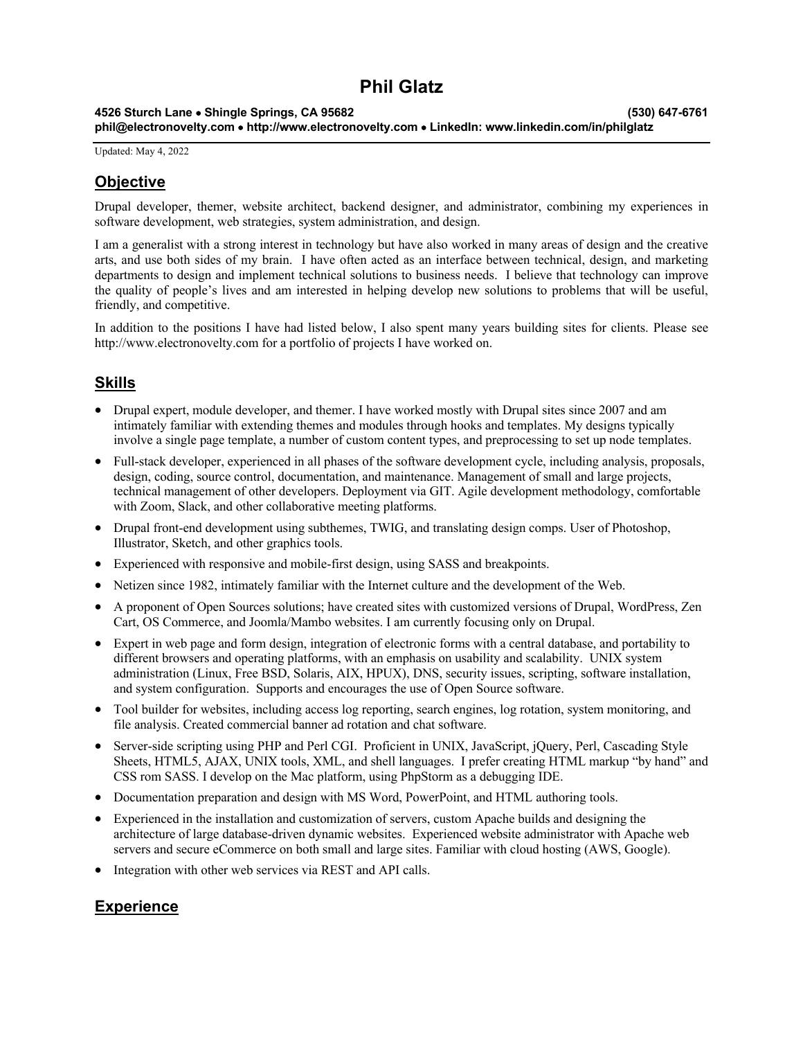# Phil Glatz

**4526 Sturch Lane • Shingle Springs, CA 95682** **(530) 647-6761**
**phil@electronovelty.com • http://www.electronovelty.com • LinkedIn: www.linkedin.com/in/philglatz**

Updated: May 4, 2022

## Objective

Drupal developer, themer, website architect, backend designer, and administrator, combining my experiences in software development, web strategies, system administration, and design.

I am a generalist with a strong interest in technology but have also worked in many areas of design and the creative arts, and use both sides of my brain. I have often acted as an interface between technical, design, and marketing departments to design and implement technical solutions to business needs. I believe that technology can improve the quality of people's lives and am interested in helping develop new solutions to problems that will be useful, friendly, and competitive.

In addition to the positions I have had listed below, I also spent many years building sites for clients. Please see http://www.electronovelty.com for a portfolio of projects I have worked on.

## Skills

- Drupal expert, module developer, and themer. I have worked mostly with Drupal sites since 2007 and am intimately familiar with extending themes and modules through hooks and templates. My designs typically involve a single page template, a number of custom content types, and preprocessing to set up node templates.
- Full-stack developer, experienced in all phases of the software development cycle, including analysis, proposals, design, coding, source control, documentation, and maintenance. Management of small and large projects, technical management of other developers. Deployment via GIT. Agile development methodology, comfortable with Zoom, Slack, and other collaborative meeting platforms.
- Drupal front-end development using subthemes, TWIG, and translating design comps. User of Photoshop, Illustrator, Sketch, and other graphics tools.
- Experienced with responsive and mobile-first design, using SASS and breakpoints.
- Netizen since 1982, intimately familiar with the Internet culture and the development of the Web.
- A proponent of Open Sources solutions; have created sites with customized versions of Drupal, WordPress, Zen Cart, OS Commerce, and Joomla/Mambo websites. I am currently focusing only on Drupal.
- Expert in web page and form design, integration of electronic forms with a central database, and portability to different browsers and operating platforms, with an emphasis on usability and scalability. UNIX system administration (Linux, Free BSD, Solaris, AIX, HPUX), DNS, security issues, scripting, software installation, and system configuration. Supports and encourages the use of Open Source software.
- Tool builder for websites, including access log reporting, search engines, log rotation, system monitoring, and file analysis. Created commercial banner ad rotation and chat software.
- Server-side scripting using PHP and Perl CGI. Proficient in UNIX, JavaScript, jQuery, Perl, Cascading Style Sheets, HTML5, AJAX, UNIX tools, XML, and shell languages. I prefer creating HTML markup "by hand" and CSS rom SASS. I develop on the Mac platform, using PhpStorm as a debugging IDE.
- Documentation preparation and design with MS Word, PowerPoint, and HTML authoring tools.
- Experienced in the installation and customization of servers, custom Apache builds and designing the architecture of large database-driven dynamic websites. Experienced website administrator with Apache web servers and secure eCommerce on both small and large sites. Familiar with cloud hosting (AWS, Google).
- Integration with other web services via REST and API calls.

## Experience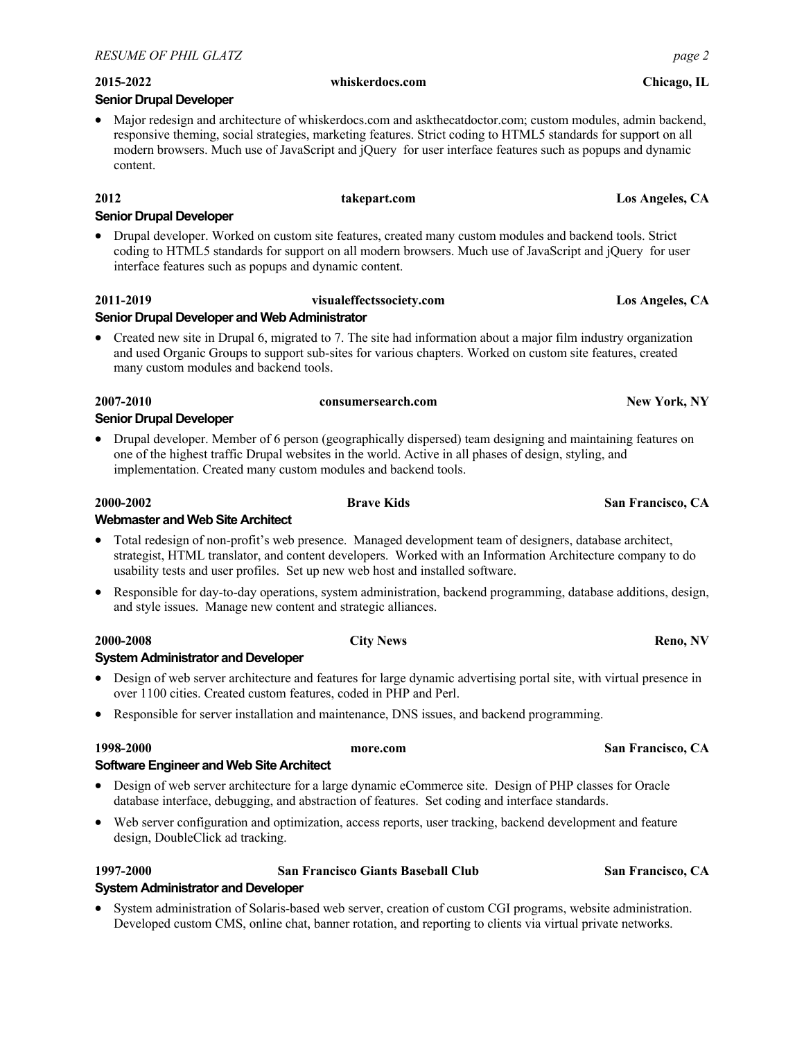**2015-2022** **whiskerdocs.com** **Chicago, IL**

**Senior Drupal Developer**

- Major redesign and architecture of whiskerdocs.com and askthecatdoctor.com; custom modules, admin backend, responsive theming, social strategies, marketing features. Strict coding to HTML5 standards for support on all modern browsers. Much use of JavaScript and jQuery for user interface features such as popups and dynamic content.

**2012** **takepart.com** **Los Angeles, CA**

**Senior Drupal Developer**

- Drupal developer. Worked on custom site features, created many custom modules and backend tools. Strict coding to HTML5 standards for support on all modern browsers. Much use of JavaScript and jQuery for user interface features such as popups and dynamic content.

**2011-2019** **visualeffectssociety.com** **Los Angeles, CA**

**Senior Drupal Developer and Web Administrator**

- Created new site in Drupal 6, migrated to 7. The site had information about a major film industry organization and used Organic Groups to support sub-sites for various chapters. Worked on custom site features, created many custom modules and backend tools.

**2007-2010** **consumersearch.com** **New York, NY**

**Senior Drupal Developer**

- Drupal developer. Member of 6 person (geographically dispersed) team designing and maintaining features on one of the highest traffic Drupal websites in the world. Active in all phases of design, styling, and implementation. Created many custom modules and backend tools.

**2000-2002** **Brave Kids** **San Francisco, CA**

**Webmaster and Web Site Architect**

- Total redesign of non-profit's web presence. Managed development team of designers, database architect, strategist, HTML translator, and content developers. Worked with an Information Architecture company to do usability tests and user profiles. Set up new web host and installed software.
- Responsible for day-to-day operations, system administration, backend programming, database additions, design, and style issues. Manage new content and strategic alliances.

**2000-2008** **City News** **Reno, NV**

**System Administrator and Developer**

- Design of web server architecture and features for large dynamic advertising portal site, with virtual presence in over 1100 cities. Created custom features, coded in PHP and Perl.
- Responsible for server installation and maintenance, DNS issues, and backend programming.

**1998-2000** **more.com** **San Francisco, CA**

**Software Engineer and Web Site Architect**

- Design of web server architecture for a large dynamic eCommerce site. Design of PHP classes for Oracle database interface, debugging, and abstraction of features. Set coding and interface standards.
- Web server configuration and optimization, access reports, user tracking, backend development and feature design, DoubleClick ad tracking.

**1997-2000** **San Francisco Giants Baseball Club** **San Francisco, CA**

**System Administrator and Developer**

- System administration of Solaris-based web server, creation of custom CGI programs, website administration. Developed custom CMS, online chat, banner rotation, and reporting to clients via virtual private networks.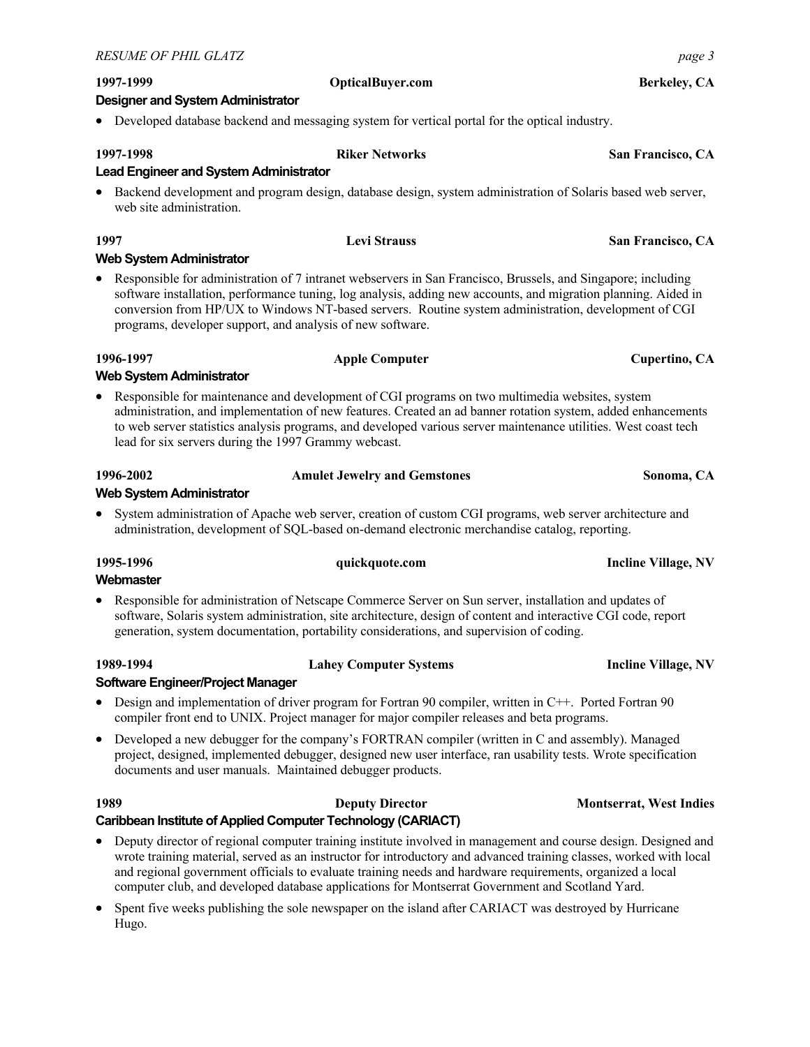**1997-1999** **OpticalBuyer.com** **Berkeley, CA**

**Designer and System Administrator**

- Developed database backend and messaging system for vertical portal for the optical industry.

**1997-1998** **Riker Networks** **San Francisco, CA**

**Lead Engineer and System Administrator**

- Backend development and program design, database design, system administration of Solaris based web server, web site administration.

**1997** **Levi Strauss** **San Francisco, CA**

**Web System Administrator**

- Responsible for administration of 7 intranet webservers in San Francisco, Brussels, and Singapore; including software installation, performance tuning, log analysis, adding new accounts, and migration planning. Aided in conversion from HP/UX to Windows NT-based servers. Routine system administration, development of CGI programs, developer support, and analysis of new software.

**1996-1997** **Apple Computer** **Cupertino, CA**

**Web System Administrator**

- Responsible for maintenance and development of CGI programs on two multimedia websites, system administration, and implementation of new features. Created an ad banner rotation system, added enhancements to web server statistics analysis programs, and developed various server maintenance utilities. West coast tech lead for six servers during the 1997 Grammy webcast.

**1996-2002** **Amulet Jewelry and Gemstones** **Sonoma, CA**

**Web System Administrator**

- System administration of Apache web server, creation of custom CGI programs, web server architecture and administration, development of SQL-based on-demand electronic merchandise catalog, reporting.

**1995-1996** **quickquote.com** **Incline Village, NV**

**Webmaster**

- Responsible for administration of Netscape Commerce Server on Sun server, installation and updates of software, Solaris system administration, site architecture, design of content and interactive CGI code, report generation, system documentation, portability considerations, and supervision of coding.

**1989-1994** **Lahey Computer Systems** **Incline Village, NV**

**Software Engineer/Project Manager**

- Design and implementation of driver program for Fortran 90 compiler, written in C++. Ported Fortran 90 compiler front end to UNIX. Project manager for major compiler releases and beta programs.
- Developed a new debugger for the company's FORTRAN compiler (written in C and assembly). Managed project, designed, implemented debugger, designed new user interface, ran usability tests. Wrote specification documents and user manuals. Maintained debugger products.

**1989** **Deputy Director** **Montserrat, West Indies**

**Caribbean Institute of Applied Computer Technology (CARIACT)**

- Deputy director of regional computer training institute involved in management and course design. Designed and wrote training material, served as an instructor for introductory and advanced training classes, worked with local and regional government officials to evaluate training needs and hardware requirements, organized a local computer club, and developed database applications for Montserrat Government and Scotland Yard.
- Spent five weeks publishing the sole newspaper on the island after CARIACT was destroyed by Hurricane Hugo.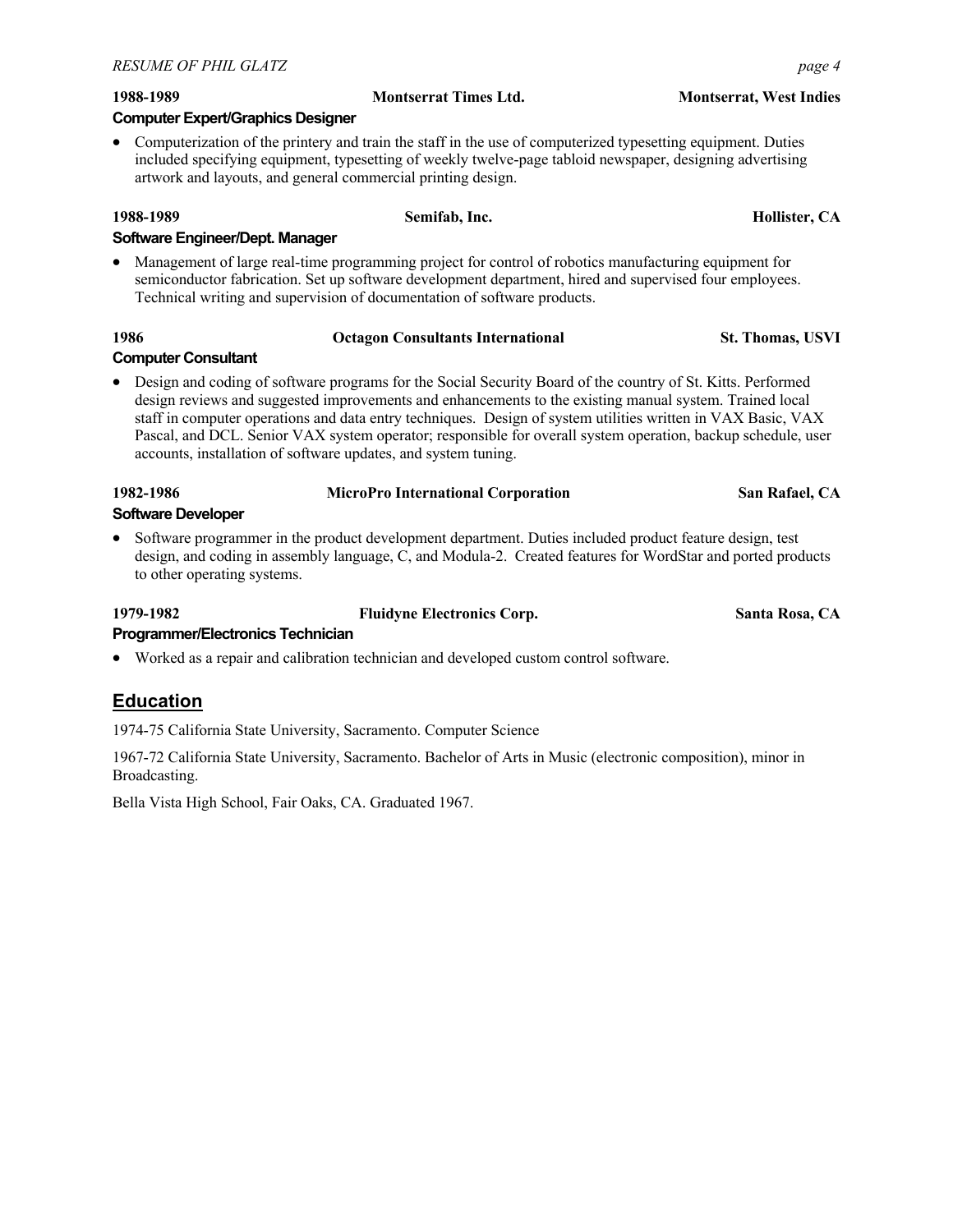**1988-1989** **Montserrat Times Ltd.** **Montserrat, West Indies**

**Computer Expert/Graphics Designer**

- Computerization of the printery and train the staff in the use of computerized typesetting equipment. Duties included specifying equipment, typesetting of weekly twelve-page tabloid newspaper, designing advertising artwork and layouts, and general commercial printing design.

**1988-1989** **Semifab, Inc.** **Hollister, CA**

**Software Engineer/Dept. Manager**

- Management of large real-time programming project for control of robotics manufacturing equipment for semiconductor fabrication. Set up software development department, hired and supervised four employees. Technical writing and supervision of documentation of software products.

**1986** **Octagon Consultants International** **St. Thomas, USVI**

**Computer Consultant**

- Design and coding of software programs for the Social Security Board of the country of St. Kitts. Performed design reviews and suggested improvements and enhancements to the existing manual system. Trained local staff in computer operations and data entry techniques. Design of system utilities written in VAX Basic, VAX Pascal, and DCL. Senior VAX system operator; responsible for overall system operation, backup schedule, user accounts, installation of software updates, and system tuning.

**1982-1986** **MicroPro International Corporation** **San Rafael, CA**

**Software Developer**

- Software programmer in the product development department. Duties included product feature design, test design, and coding in assembly language, C, and Modula-2. Created features for WordStar and ported products to other operating systems.

**1979-1982** **Fluidyne Electronics Corp.** **Santa Rosa, CA**

**Programmer/Electronics Technician**

- Worked as a repair and calibration technician and developed custom control software.

## Education

1974-75 California State University, Sacramento. Computer Science

1967-72 California State University, Sacramento. Bachelor of Arts in Music (electronic composition), minor in Broadcasting.

Bella Vista High School, Fair Oaks, CA. Graduated 1967.